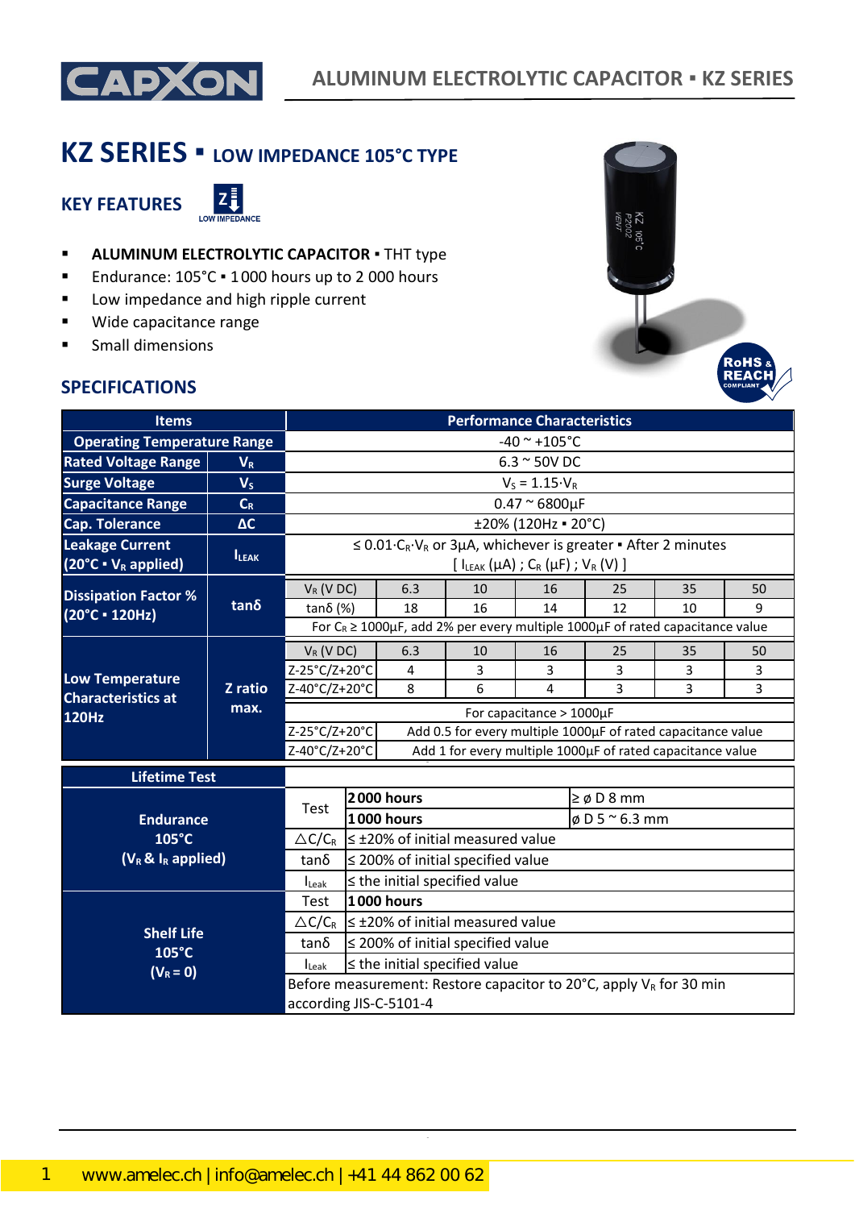# KZ SERIES ▪ LOW IMPEDANCE 105°C TYPE

## KEY FEATURES

LOW IMPEDANCE

- **ALUMINUM ELECTROLYTIC CAPACITOR** ▪ THT type
- Endurance: 105°C ▪ 1 000 hours up to 2 000 hours
- Low impedance and high ripple current
- Wide capacitance range
- Small dimensions

## SPECIFICATIONS

| Items | | Performance Characteristics | | | | | | |
|---|---|---|---|---|---|---|---|---|
| Operating Temperature Range | | -40 ~ +105°C | | | | | | |
| Rated Voltage Range | $V_R$ | 6.3 ~ 50V DC | | | | | | |
| Surge Voltage | $V_S$ | $V_S = 1.15 \cdot V_R$ | | | | | | |
| Capacitance Range | $C_R$ | 0.47 ~ 6800µF | | | | | | |
| Cap. Tolerance | ΔC | ±20% (120Hz ▪ 20°C) | | | | | | |
| Leakage Current (20°C ▪ $V_R$ applied) | $I_{LEAK}$ | ≤ $0.01 \cdot C_R \cdot V_R$ or 3µA, whichever is greater ▪ After 2 minutes [ $I_{LEAK}$ (µA) ; $C_R$ (µF) ; $V_R$ (V) ] | | | | | | |
| Dissipation Factor % (20°C ▪ 120Hz) | tanδ | $V_R$ (V DC) | 6.3 | 10 | 16 | 25 | 35 | 50 |
| | | tanδ (%) | 18 | 16 | 14 | 12 | 10 | 9 |
| | | For $C_R$ ≥ 1000µF, add 2% per every multiple 1000µF of rated capacitance value | | | | | | |
| Low Temperature Characteristics at 120Hz | Z ratio max. | $V_R$ (V DC) | 6.3 | 10 | 16 | 25 | 35 | 50 |
| | | Z-25°C/Z+20°C | 4 | 3 | 3 | 3 | 3 | 3 |
| | | Z-40°C/Z+20°C | 8 | 6 | 4 | 3 | 3 | 3 |
| | | For capacitance > 1000µF | | | | | | |
| | | Z-25°C/Z+20°C | Add 0.5 for every multiple 1000µF of rated capacitance value | | | | | |
| | | Z-40°C/Z+20°C | Add 1 for every multiple 1000µF of rated capacitance value | | | | | |

| Lifetime Test | | | |
|---|---|---|---|
| Endurance 105°C ($V_R$ & $I_R$ applied) | Test | **2 000 hours** | ≥ ø D 8 mm |
| | | **1 000 hours** | ø D 5 ~ 6.3 mm |
| | △C/$C_R$ | ≤ ±20% of initial measured value | |
| | tanδ | ≤ 200% of initial specified value | |
| | $I_{Leak}$ | ≤ the initial specified value | |
| Shelf Life 105°C ($V_R$ = 0) | Test | **1 000 hours** | |
| | △C/$C_R$ | ≤ ±20% of initial measured value | |
| | tanδ | ≤ 200% of initial specified value | |
| | $I_{Leak}$ | ≤ the initial specified value | |
| | Before measurement: Restore capacitor to 20°C, apply $V_R$ for 30 min according JIS-C-5101-4 | | |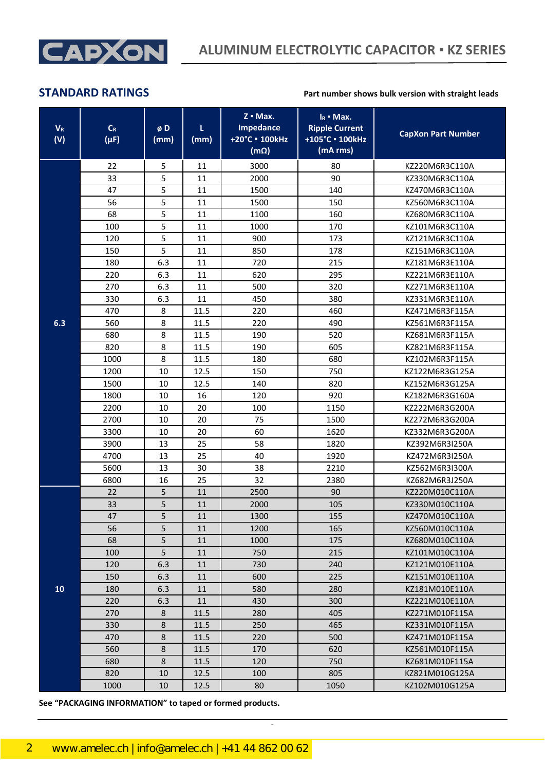## STANDARD RATINGS

**Part number shows bulk version with straight leads**

| $V_R$ (V) | $C_R$ (µF) | ø D (mm) | L (mm) | Z ▪ Max. Impedance +20°C ▪ 100kHz (mΩ) | $I_R$ ▪ Max. Ripple Current +105°C ▪ 100kHz (mA rms) | CapXon Part Number |
|---|---|---|---|---|---|---|
| 6.3 | 22 | 5 | 11 | 3000 | 80 | KZ220M6R3C110A |
| | 33 | 5 | 11 | 2000 | 90 | KZ330M6R3C110A |
| | 47 | 5 | 11 | 1500 | 140 | KZ470M6R3C110A |
| | 56 | 5 | 11 | 1500 | 150 | KZ560M6R3C110A |
| | 68 | 5 | 11 | 1100 | 160 | KZ680M6R3C110A |
| | 100 | 5 | 11 | 1000 | 170 | KZ101M6R3C110A |
| | 120 | 5 | 11 | 900 | 173 | KZ121M6R3C110A |
| | 150 | 5 | 11 | 850 | 178 | KZ151M6R3C110A |
| | 180 | 6.3 | 11 | 720 | 215 | KZ181M6R3E110A |
| | 220 | 6.3 | 11 | 620 | 295 | KZ221M6R3E110A |
| | 270 | 6.3 | 11 | 500 | 320 | KZ271M6R3E110A |
| | 330 | 6.3 | 11 | 450 | 380 | KZ331M6R3E110A |
| | 470 | 8 | 11.5 | 220 | 460 | KZ471M6R3F115A |
| | 560 | 8 | 11.5 | 220 | 490 | KZ561M6R3F115A |
| | 680 | 8 | 11.5 | 190 | 520 | KZ681M6R3F115A |
| | 820 | 8 | 11.5 | 190 | 605 | KZ821M6R3F115A |
| | 1000 | 8 | 11.5 | 180 | 680 | KZ102M6R3F115A |
| | 1200 | 10 | 12.5 | 150 | 750 | KZ122M6R3G125A |
| | 1500 | 10 | 12.5 | 140 | 820 | KZ152M6R3G125A |
| | 1800 | 10 | 16 | 120 | 920 | KZ182M6R3G160A |
| | 2200 | 10 | 20 | 100 | 1150 | KZ222M6R3G200A |
| | 2700 | 10 | 20 | 75 | 1500 | KZ272M6R3G200A |
| | 3300 | 10 | 20 | 60 | 1620 | KZ332M6R3G200A |
| | 3900 | 13 | 25 | 58 | 1820 | KZ392M6R3I250A |
| | 4700 | 13 | 25 | 40 | 1920 | KZ472M6R3I250A |
| | 5600 | 13 | 30 | 38 | 2210 | KZ562M6R3I300A |
| | 6800 | 16 | 25 | 32 | 2380 | KZ682M6R3J250A |
| 10 | 22 | 5 | 11 | 2500 | 90 | KZ220M010C110A |
| | 33 | 5 | 11 | 2000 | 105 | KZ330M010C110A |
| | 47 | 5 | 11 | 1300 | 155 | KZ470M010C110A |
| | 56 | 5 | 11 | 1200 | 165 | KZ560M010C110A |
| | 68 | 5 | 11 | 1000 | 175 | KZ680M010C110A |
| | 100 | 5 | 11 | 750 | 215 | KZ101M010C110A |
| | 120 | 6.3 | 11 | 730 | 240 | KZ121M010E110A |
| | 150 | 6.3 | 11 | 600 | 225 | KZ151M010E110A |
| | 180 | 6.3 | 11 | 580 | 280 | KZ181M010E110A |
| | 220 | 6.3 | 11 | 430 | 300 | KZ221M010E110A |
| | 270 | 8 | 11.5 | 280 | 405 | KZ271M010F115A |
| | 330 | 8 | 11.5 | 250 | 465 | KZ331M010F115A |
| | 470 | 8 | 11.5 | 220 | 500 | KZ471M010F115A |
| | 560 | 8 | 11.5 | 170 | 620 | KZ561M010F115A |
| | 680 | 8 | 11.5 | 120 | 750 | KZ681M010F115A |
| | 820 | 10 | 12.5 | 100 | 805 | KZ821M010G125A |
| | 1000 | 10 | 12.5 | 80 | 1050 | KZ102M010G125A |

**See “PACKAGING INFORMATION” to taped or formed products.**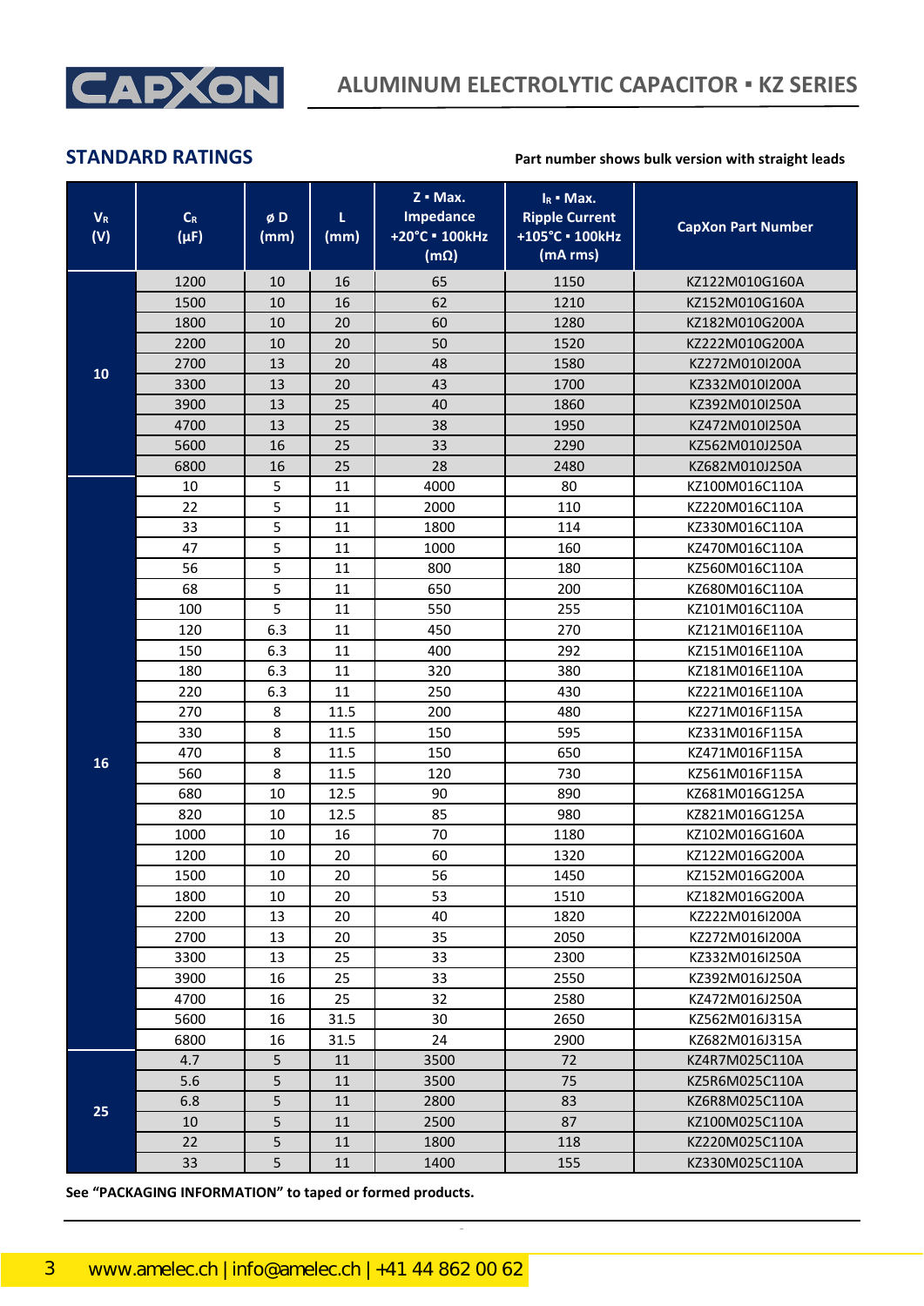## STANDARD RATINGS

**Part number shows bulk version with straight leads**

| $V_R$ (V) | $C_R$ (µF) | ø D (mm) | L (mm) | Z ▪ Max. Impedance +20°C ▪ 100kHz (mΩ) | $I_R$ ▪ Max. Ripple Current +105°C ▪ 100kHz (mA rms) | CapXon Part Number |
|---|---|---|---|---|---|---|
| 10 | 1200 | 10 | 16 | 65 | 1150 | KZ122M010G160A |
| | 1500 | 10 | 16 | 62 | 1210 | KZ152M010G160A |
| | 1800 | 10 | 20 | 60 | 1280 | KZ182M010G200A |
| | 2200 | 10 | 20 | 50 | 1520 | KZ222M010G200A |
| | 2700 | 13 | 20 | 48 | 1580 | KZ272M010I200A |
| | 3300 | 13 | 20 | 43 | 1700 | KZ332M010I200A |
| | 3900 | 13 | 25 | 40 | 1860 | KZ392M010I250A |
| | 4700 | 13 | 25 | 38 | 1950 | KZ472M010I250A |
| | 5600 | 16 | 25 | 33 | 2290 | KZ562M010J250A |
| | 6800 | 16 | 25 | 28 | 2480 | KZ682M010J250A |
| 16 | 10 | 5 | 11 | 4000 | 80 | KZ100M016C110A |
| | 22 | 5 | 11 | 2000 | 110 | KZ220M016C110A |
| | 33 | 5 | 11 | 1800 | 114 | KZ330M016C110A |
| | 47 | 5 | 11 | 1000 | 160 | KZ470M016C110A |
| | 56 | 5 | 11 | 800 | 180 | KZ560M016C110A |
| | 68 | 5 | 11 | 650 | 200 | KZ680M016C110A |
| | 100 | 5 | 11 | 550 | 255 | KZ101M016C110A |
| | 120 | 6.3 | 11 | 450 | 270 | KZ121M016E110A |
| | 150 | 6.3 | 11 | 400 | 292 | KZ151M016E110A |
| | 180 | 6.3 | 11 | 320 | 380 | KZ181M016E110A |
| | 220 | 6.3 | 11 | 250 | 430 | KZ221M016E110A |
| | 270 | 8 | 11.5 | 200 | 480 | KZ271M016F115A |
| | 330 | 8 | 11.5 | 150 | 595 | KZ331M016F115A |
| | 470 | 8 | 11.5 | 150 | 650 | KZ471M016F115A |
| | 560 | 8 | 11.5 | 120 | 730 | KZ561M016F115A |
| | 680 | 10 | 12.5 | 90 | 890 | KZ681M016G125A |
| | 820 | 10 | 12.5 | 85 | 980 | KZ821M016G125A |
| | 1000 | 10 | 16 | 70 | 1180 | KZ102M016G160A |
| | 1200 | 10 | 20 | 60 | 1320 | KZ122M016G200A |
| | 1500 | 10 | 20 | 56 | 1450 | KZ152M016G200A |
| | 1800 | 10 | 20 | 53 | 1510 | KZ182M016G200A |
| | 2200 | 13 | 20 | 40 | 1820 | KZ222M016I200A |
| | 2700 | 13 | 20 | 35 | 2050 | KZ272M016I200A |
| | 3300 | 13 | 25 | 33 | 2300 | KZ332M016I250A |
| | 3900 | 16 | 25 | 33 | 2550 | KZ392M016J250A |
| | 4700 | 16 | 25 | 32 | 2580 | KZ472M016J250A |
| | 5600 | 16 | 31.5 | 30 | 2650 | KZ562M016J315A |
| | 6800 | 16 | 31.5 | 24 | 2900 | KZ682M016J315A |
| 25 | 4.7 | 5 | 11 | 3500 | 72 | KZ4R7M025C110A |
| | 5.6 | 5 | 11 | 3500 | 75 | KZ5R6M025C110A |
| | 6.8 | 5 | 11 | 2800 | 83 | KZ6R8M025C110A |
| | 10 | 5 | 11 | 2500 | 87 | KZ100M025C110A |
| | 22 | 5 | 11 | 1800 | 118 | KZ220M025C110A |
| | 33 | 5 | 11 | 1400 | 155 | KZ330M025C110A |

**See "PACKAGING INFORMATION" to taped or formed products.**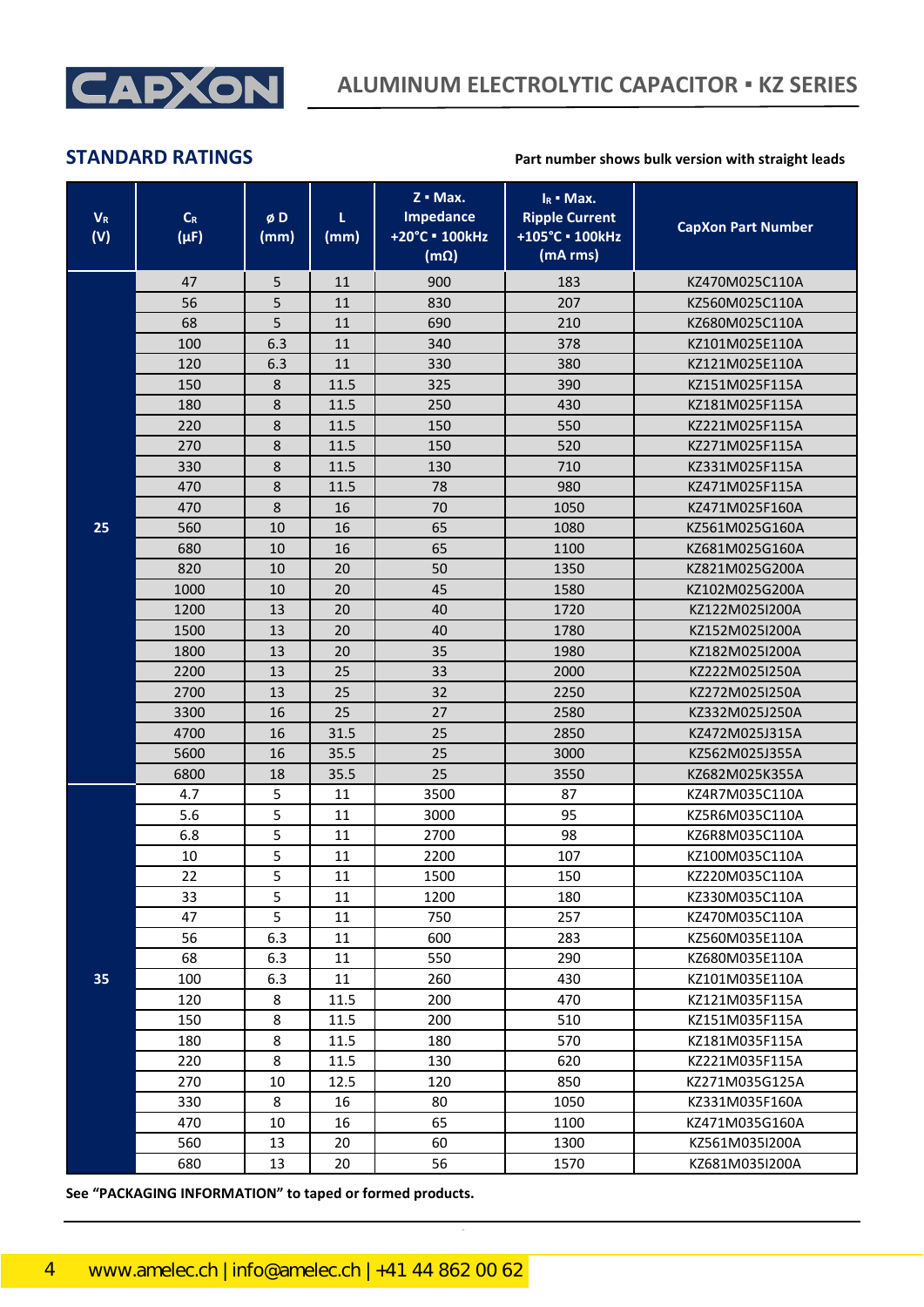## STANDARD RATINGS

**Part number shows bulk version with straight leads**

| $V_R$ (V) | $C_R$ (µF) | ø D (mm) | L (mm) | Z ▪ Max. Impedance +20°C ▪ 100kHz (mΩ) | $I_R$ ▪ Max. Ripple Current +105°C ▪ 100kHz (mA rms) | CapXon Part Number |
|---|---|---|---|---|---|---|
| 25 | 47 | 5 | 11 | 900 | 183 | KZ470M025C110A |
| | 56 | 5 | 11 | 830 | 207 | KZ560M025C110A |
| | 68 | 5 | 11 | 690 | 210 | KZ680M025C110A |
| | 100 | 6.3 | 11 | 340 | 378 | KZ101M025E110A |
| | 120 | 6.3 | 11 | 330 | 380 | KZ121M025E110A |
| | 150 | 8 | 11.5 | 325 | 390 | KZ151M025F115A |
| | 180 | 8 | 11.5 | 250 | 430 | KZ181M025F115A |
| | 220 | 8 | 11.5 | 150 | 550 | KZ221M025F115A |
| | 270 | 8 | 11.5 | 150 | 520 | KZ271M025F115A |
| | 330 | 8 | 11.5 | 130 | 710 | KZ331M025F115A |
| | 470 | 8 | 11.5 | 78 | 980 | KZ471M025F115A |
| | 470 | 8 | 16 | 70 | 1050 | KZ471M025F160A |
| | 560 | 10 | 16 | 65 | 1080 | KZ561M025G160A |
| | 680 | 10 | 16 | 65 | 1100 | KZ681M025G160A |
| | 820 | 10 | 20 | 50 | 1350 | KZ821M025G200A |
| | 1000 | 10 | 20 | 45 | 1580 | KZ102M025G200A |
| | 1200 | 13 | 20 | 40 | 1720 | KZ122M025I200A |
| | 1500 | 13 | 20 | 40 | 1780 | KZ152M025I200A |
| | 1800 | 13 | 20 | 35 | 1980 | KZ182M025I200A |
| | 2200 | 13 | 25 | 33 | 2000 | KZ222M025I250A |
| | 2700 | 13 | 25 | 32 | 2250 | KZ272M025I250A |
| | 3300 | 16 | 25 | 27 | 2580 | KZ332M025J250A |
| | 4700 | 16 | 31.5 | 25 | 2850 | KZ472M025J315A |
| | 5600 | 16 | 35.5 | 25 | 3000 | KZ562M025J355A |
| | 6800 | 18 | 35.5 | 25 | 3550 | KZ682M025K355A |
| 35 | 4.7 | 5 | 11 | 3500 | 87 | KZ4R7M035C110A |
| | 5.6 | 5 | 11 | 3000 | 95 | KZ5R6M035C110A |
| | 6.8 | 5 | 11 | 2700 | 98 | KZ6R8M035C110A |
| | 10 | 5 | 11 | 2200 | 107 | KZ100M035C110A |
| | 22 | 5 | 11 | 1500 | 150 | KZ220M035C110A |
| | 33 | 5 | 11 | 1200 | 180 | KZ330M035C110A |
| | 47 | 5 | 11 | 750 | 257 | KZ470M035C110A |
| | 56 | 6.3 | 11 | 600 | 283 | KZ560M035E110A |
| | 68 | 6.3 | 11 | 550 | 290 | KZ680M035E110A |
| | 100 | 6.3 | 11 | 260 | 430 | KZ101M035E110A |
| | 120 | 8 | 11.5 | 200 | 470 | KZ121M035F115A |
| | 150 | 8 | 11.5 | 200 | 510 | KZ151M035F115A |
| | 180 | 8 | 11.5 | 180 | 570 | KZ181M035F115A |
| | 220 | 8 | 11.5 | 130 | 620 | KZ221M035F115A |
| | 270 | 10 | 12.5 | 120 | 850 | KZ271M035G125A |
| | 330 | 8 | 16 | 80 | 1050 | KZ331M035F160A |
| | 470 | 10 | 16 | 65 | 1100 | KZ471M035G160A |
| | 560 | 13 | 20 | 60 | 1300 | KZ561M035I200A |
| | 680 | 13 | 20 | 56 | 1570 | KZ681M035I200A |

**See "PACKAGING INFORMATION" to taped or formed products.**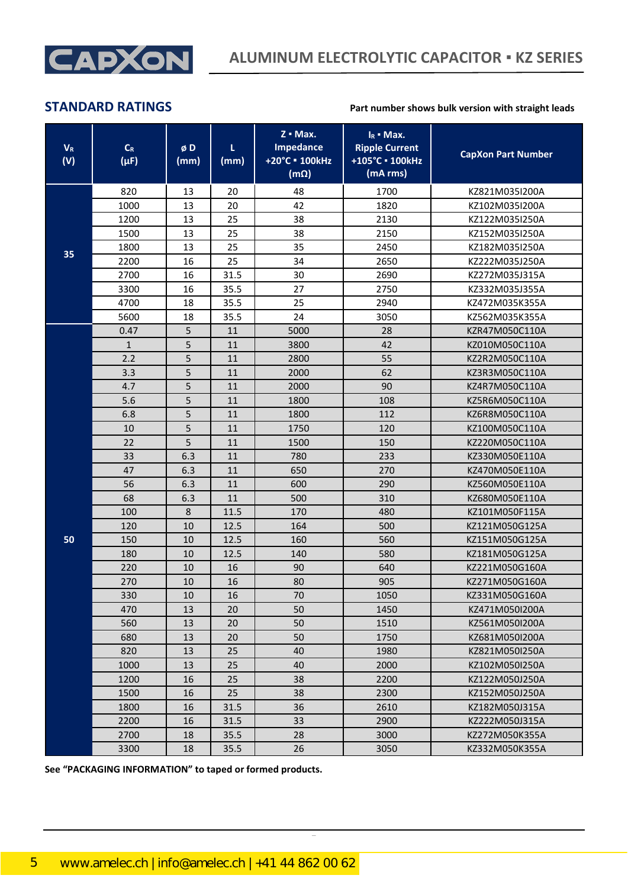## STANDARD RATINGS

Part number shows bulk version with straight leads

| $V_R$ (V) | $C_R$ (µF) | ø D (mm) | L (mm) | Z ▪ Max. Impedance +20°C ▪ 100kHz (mΩ) | $I_R$ ▪ Max. Ripple Current +105°C ▪ 100kHz (mA rms) | CapXon Part Number |
|---|---|---|---|---|---|---|
| 35 | 820 | 13 | 20 | 48 | 1700 | KZ821M035I200A |
| | 1000 | 13 | 20 | 42 | 1820 | KZ102M035I200A |
| | 1200 | 13 | 25 | 38 | 2130 | KZ122M035I250A |
| | 1500 | 13 | 25 | 38 | 2150 | KZ152M035I250A |
| | 1800 | 13 | 25 | 35 | 2450 | KZ182M035I250A |
| | 2200 | 16 | 25 | 34 | 2650 | KZ222M035J250A |
| | 2700 | 16 | 31.5 | 30 | 2690 | KZ272M035J315A |
| | 3300 | 16 | 35.5 | 27 | 2750 | KZ332M035J355A |
| | 4700 | 18 | 35.5 | 25 | 2940 | KZ472M035K355A |
| | 5600 | 18 | 35.5 | 24 | 3050 | KZ562M035K355A |
| 50 | 0.47 | 5 | 11 | 5000 | 28 | KZR47M050C110A |
| | 1 | 5 | 11 | 3800 | 42 | KZ010M050C110A |
| | 2.2 | 5 | 11 | 2800 | 55 | KZ2R2M050C110A |
| | 3.3 | 5 | 11 | 2000 | 62 | KZ3R3M050C110A |
| | 4.7 | 5 | 11 | 2000 | 90 | KZ4R7M050C110A |
| | 5.6 | 5 | 11 | 1800 | 108 | KZ5R6M050C110A |
| | 6.8 | 5 | 11 | 1800 | 112 | KZ6R8M050C110A |
| | 10 | 5 | 11 | 1750 | 120 | KZ100M050C110A |
| | 22 | 5 | 11 | 1500 | 150 | KZ220M050C110A |
| | 33 | 6.3 | 11 | 780 | 233 | KZ330M050E110A |
| | 47 | 6.3 | 11 | 650 | 270 | KZ470M050E110A |
| | 56 | 6.3 | 11 | 600 | 290 | KZ560M050E110A |
| | 68 | 6.3 | 11 | 500 | 310 | KZ680M050E110A |
| | 100 | 8 | 11.5 | 170 | 480 | KZ101M050F115A |
| | 120 | 10 | 12.5 | 164 | 500 | KZ121M050G125A |
| | 150 | 10 | 12.5 | 160 | 560 | KZ151M050G125A |
| | 180 | 10 | 12.5 | 140 | 580 | KZ181M050G125A |
| | 220 | 10 | 16 | 90 | 640 | KZ221M050G160A |
| | 270 | 10 | 16 | 80 | 905 | KZ271M050G160A |
| | 330 | 10 | 16 | 70 | 1050 | KZ331M050G160A |
| | 470 | 13 | 20 | 50 | 1450 | KZ471M050I200A |
| | 560 | 13 | 20 | 50 | 1510 | KZ561M050I200A |
| | 680 | 13 | 20 | 50 | 1750 | KZ681M050I200A |
| | 820 | 13 | 25 | 40 | 1980 | KZ821M050I250A |
| | 1000 | 13 | 25 | 40 | 2000 | KZ102M050I250A |
| | 1200 | 16 | 25 | 38 | 2200 | KZ122M050J250A |
| | 1500 | 16 | 25 | 38 | 2300 | KZ152M050J250A |
| | 1800 | 16 | 31.5 | 36 | 2610 | KZ182M050J315A |
| | 2200 | 16 | 31.5 | 33 | 2900 | KZ222M050J315A |
| | 2700 | 18 | 35.5 | 28 | 3000 | KZ272M050K355A |
| | 3300 | 18 | 35.5 | 26 | 3050 | KZ332M050K355A |

**See "PACKAGING INFORMATION" to taped or formed products.**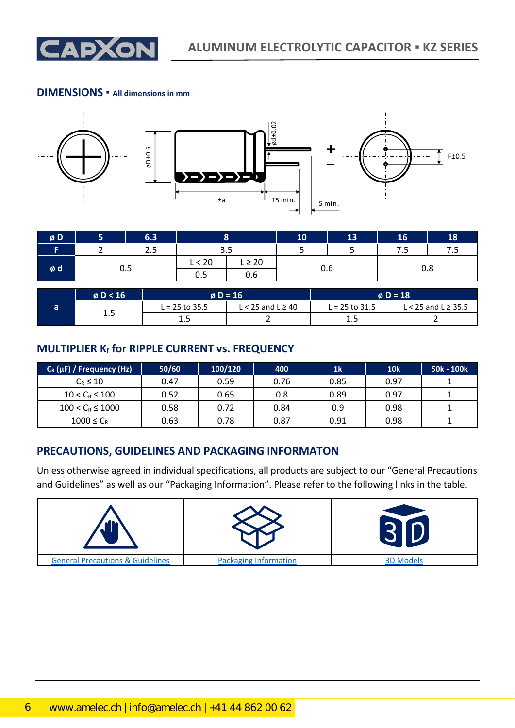## DIMENSIONS ▪ All dimensions in mm

| ø D | 5 | 6.3 | 8 | | 10 | 13 | 16 | 18 |
|---|---|---|---|---|---|---|---|---|
| F | 2 | 2.5 | 3.5 | | 5 | 5 | 7.5 | 7.5 |
| ø d | 0.5 | | L < 20 | L ≥ 20 | 0.6 | | 0.8 | |
| | | | 0.5 | 0.6 | | | | |

| a | ø D < 16 | ø D = 16 | | ø D = 18 | |
|---|---|---|---|---|---|
| | | L = 25 to 35.5 | L < 25 and L ≥ 40 | L = 25 to 31.5 | L < 25 and L ≥ 35.5 |
| | 1.5 | 1.5 | 2 | 1.5 | 2 |

## MULTIPLIER $K_f$ for RIPPLE CURRENT vs. FREQUENCY

| $C_R$ (µF) / Frequency (Hz) | 50/60 | 100/120 | 400 | 1k | 10k | 50k - 100k |
|---|---|---|---|---|---|---|
| $C_R \leq 10$ | 0.47 | 0.59 | 0.76 | 0.85 | 0.97 | 1 |
| $10 < C_R \leq 100$ | 0.52 | 0.65 | 0.8 | 0.89 | 0.97 | 1 |
| $100 < C_R \leq 1000$ | 0.58 | 0.72 | 0.84 | 0.9 | 0.98 | 1 |
| $1000 \leq C_R$ | 0.63 | 0.78 | 0.87 | 0.91 | 0.98 | 1 |

## PRECAUTIONS, GUIDELINES AND PACKAGING INFORMATON

Unless otherwise agreed in individual specifications, all products are subject to our "General Precautions and Guidelines" as well as our "Packaging Information". Please refer to the following links in the table.

| General Precautions & Guidelines | Packaging Information | 3D Models |
|---|---|---|

www.amelec.ch | info@amelec.ch | +41 44 862 00 62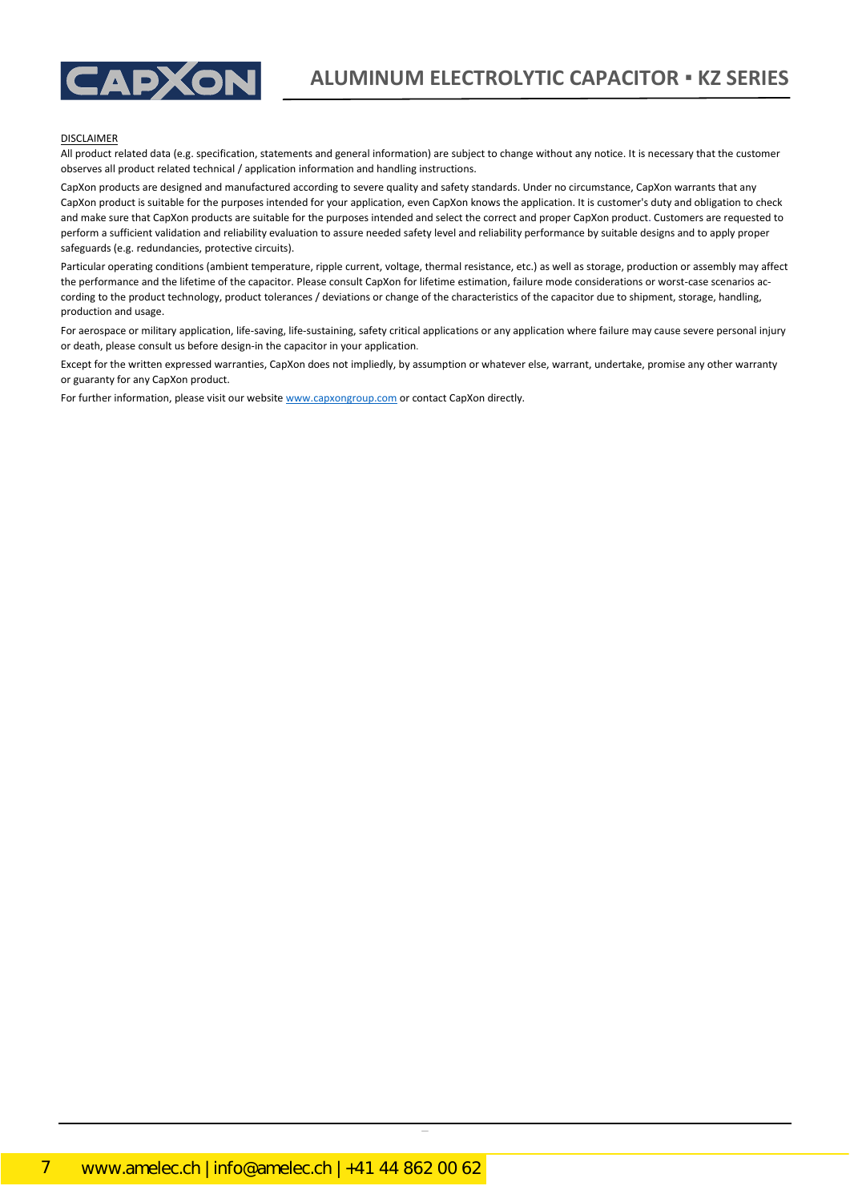DISCLAIMER

All product related data (e.g. specification, statements and general information) are subject to change without any notice. It is necessary that the customer observes all product related technical / application information and handling instructions.

CapXon products are designed and manufactured according to severe quality and safety standards. Under no circumstance, CapXon warrants that any CapXon product is suitable for the purposes intended for your application, even CapXon knows the application. It is customer's duty and obligation to check and make sure that CapXon products are suitable for the purposes intended and select the correct and proper CapXon product. Customers are requested to perform a sufficient validation and reliability evaluation to assure needed safety level and reliability performance by suitable designs and to apply proper safeguards (e.g. redundancies, protective circuits).

Particular operating conditions (ambient temperature, ripple current, voltage, thermal resistance, etc.) as well as storage, production or assembly may affect the performance and the lifetime of the capacitor. Please consult CapXon for lifetime estimation, failure mode considerations or worst-case scenarios according to the product technology, product tolerances / deviations or change of the characteristics of the capacitor due to shipment, storage, handling, production and usage.

For aerospace or military application, life-saving, life-sustaining, safety critical applications or any application where failure may cause severe personal injury or death, please consult us before design-in the capacitor in your application.

Except for the written expressed warranties, CapXon does not impliedly, by assumption or whatever else, warrant, undertake, promise any other warranty or guaranty for any CapXon product.

For further information, please visit our website www.capxongroup.com or contact CapXon directly.